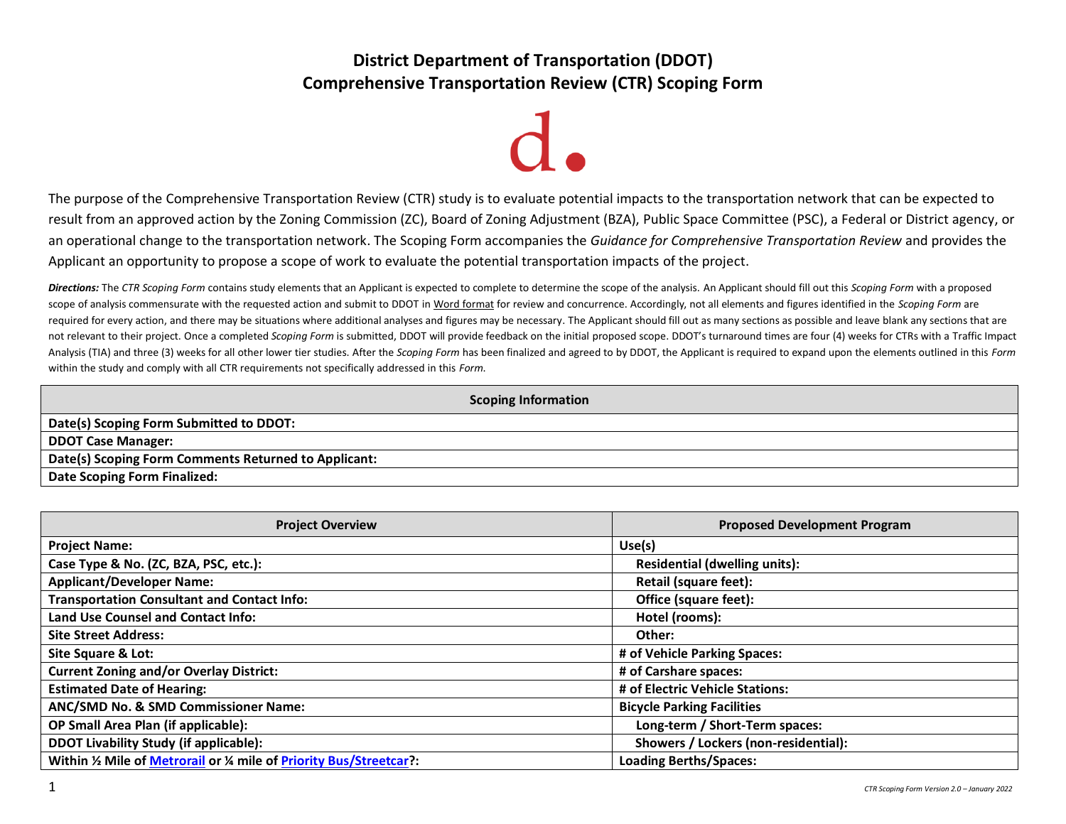# District Department of Transportation (DDOT)
# Comprehensive Transportation Review (CTR) Scoping Form

The purpose of the Comprehensive Transportation Review (CTR) study is to evaluate potential impacts to the transportation network that can be expected to result from an approved action by the Zoning Commission (ZC), Board of Zoning Adjustment (BZA), Public Space Committee (PSC), a Federal or District agency, or an operational change to the transportation network. The Scoping Form accompanies the *Guidance for Comprehensive Transportation Review* and provides the Applicant an opportunity to propose a scope of work to evaluate the potential transportation impacts of the project.

***Directions:*** The *CTR Scoping Form* contains study elements that an Applicant is expected to complete to determine the scope of the analysis. An Applicant should fill out this *Scoping Form* with a proposed scope of analysis commensurate with the requested action and submit to DDOT in Word format for review and concurrence. Accordingly, not all elements and figures identified in the *Scoping Form* are required for every action, and there may be situations where additional analyses and figures may be necessary. The Applicant should fill out as many sections as possible and leave blank any sections that are not relevant to their project. Once a completed *Scoping Form* is submitted, DDOT will provide feedback on the initial proposed scope. DDOT's turnaround times are four (4) weeks for CTRs with a Traffic Impact Analysis (TIA) and three (3) weeks for all other lower tier studies. After the *Scoping Form* has been finalized and agreed to by DDOT, the Applicant is required to expand upon the elements outlined in this *Form* within the study and comply with all CTR requirements not specifically addressed in this *Form*.

| **Scoping Information** |
|---|
| **Date(s) Scoping Form Submitted to DDOT:** |
| **DDOT Case Manager:** |
| **Date(s) Scoping Form Comments Returned to Applicant:** |
| **Date Scoping Form Finalized:** |

| **Project Overview** | **Proposed Development Program** |
|---|---|
| **Project Name:** | **Use(s)** |
| **Case Type & No. (ZC, BZA, PSC, etc.):** | **Residential (dwelling units):** |
| **Applicant/Developer Name:** | **Retail (square feet):** |
| **Transportation Consultant and Contact Info:** | **Office (square feet):** |
| **Land Use Counsel and Contact Info:** | **Hotel (rooms):** |
| **Site Street Address:** | **Other:** |
| **Site Square & Lot:** | **# of Vehicle Parking Spaces:** |
| **Current Zoning and/or Overlay District:** | **# of Carshare spaces:** |
| **Estimated Date of Hearing:** | **# of Electric Vehicle Stations:** |
| **ANC/SMD No. & SMD Commissioner Name:** | **Bicycle Parking Facilities** |
| **OP Small Area Plan (if applicable):** | **Long-term / Short-Term spaces:** |
| **DDOT Livability Study (if applicable):** | **Showers / Lockers (non-residential):** |
| **Within ½ Mile of Metrorail or ¼ mile of Priority Bus/Streetcar?:** | **Loading Berths/Spaces:** |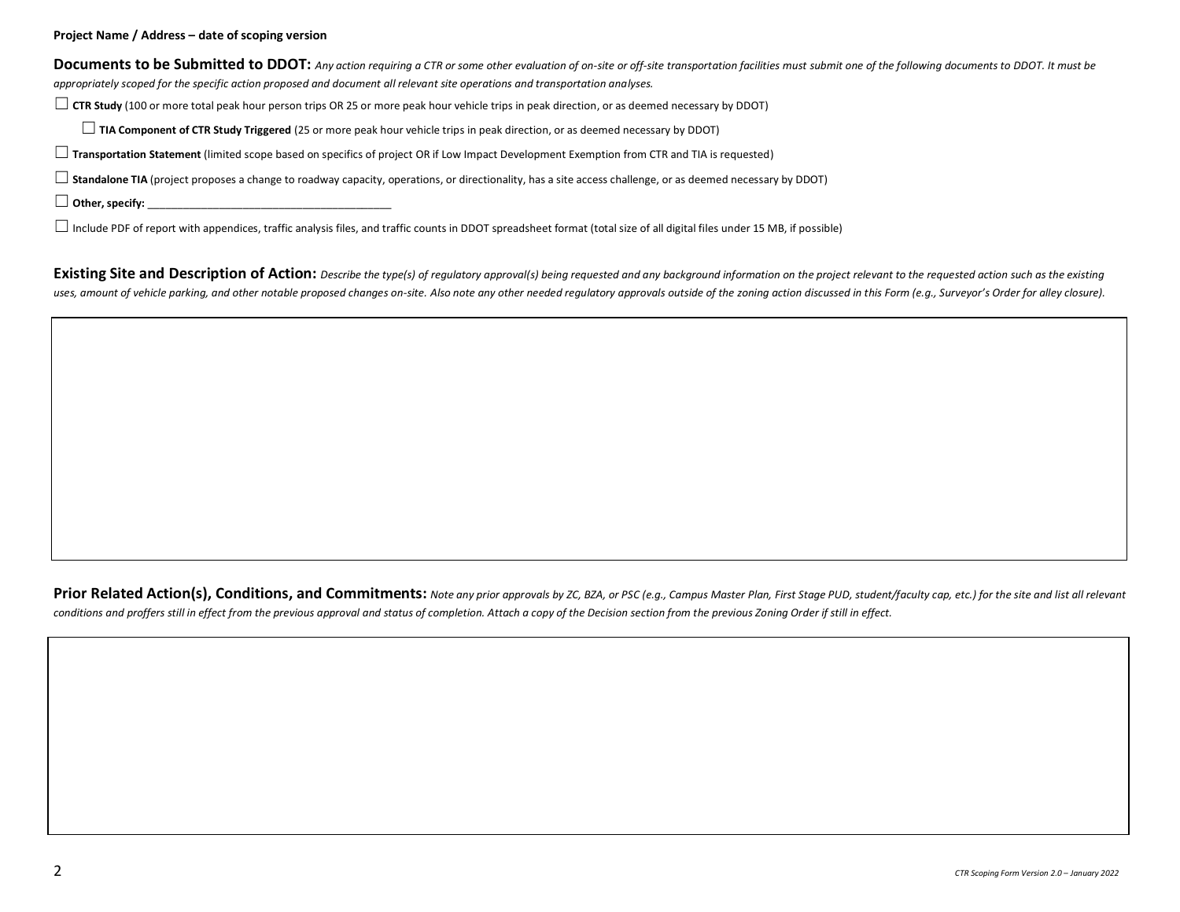**Project Name / Address – date of scoping version**

**Documents to be Submitted to DDOT:** *Any action requiring a CTR or some other evaluation of on-site or off-site transportation facilities must submit one of the following documents to DDOT. It must be appropriately scoped for the specific action proposed and document all relevant site operations and transportation analyses.*

☐ **CTR Study** (100 or more total peak hour person trips OR 25 or more peak hour vehicle trips in peak direction, or as deemed necessary by DDOT)

    ☐ **TIA Component of CTR Study Triggered** (25 or more peak hour vehicle trips in peak direction, or as deemed necessary by DDOT)

☐ **Transportation Statement** (limited scope based on specifics of project OR if Low Impact Development Exemption from CTR and TIA is requested)

☐ **Standalone TIA** (project proposes a change to roadway capacity, operations, or directionality, has a site access challenge, or as deemed necessary by DDOT)

☐ **Other, specify:** ________________________________________

☐ Include PDF of report with appendices, traffic analysis files, and traffic counts in DDOT spreadsheet format (total size of all digital files under 15 MB, if possible)

**Existing Site and Description of Action:** *Describe the type(s) of regulatory approval(s) being requested and any background information on the project relevant to the requested action such as the existing uses, amount of vehicle parking, and other notable proposed changes on-site. Also note any other needed regulatory approvals outside of the zoning action discussed in this Form (e.g., Surveyor's Order for alley closure).*

**Prior Related Action(s), Conditions, and Commitments:** *Note any prior approvals by ZC, BZA, or PSC (e.g., Campus Master Plan, First Stage PUD, student/faculty cap, etc.) for the site and list all relevant conditions and proffers still in effect from the previous approval and status of completion. Attach a copy of the Decision section from the previous Zoning Order if still in effect.*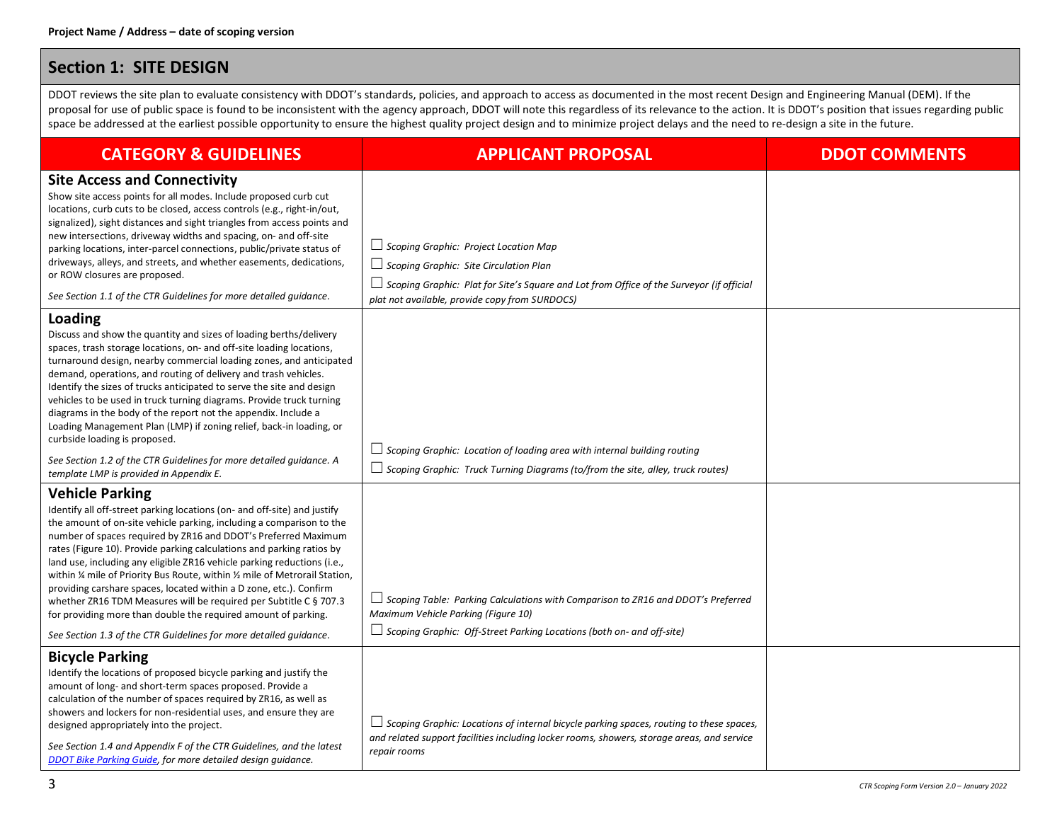**Project Name / Address – date of scoping version**

## Section 1: SITE DESIGN

DDOT reviews the site plan to evaluate consistency with DDOT's standards, policies, and approach to access as documented in the most recent Design and Engineering Manual (DEM). If the proposal for use of public space is found to be inconsistent with the agency approach, DDOT will note this regardless of its relevance to the action. It is DDOT's position that issues regarding public space be addressed at the earliest possible opportunity to ensure the highest quality project design and to minimize project delays and the need to re-design a site in the future.

| CATEGORY & GUIDELINES | APPLICANT PROPOSAL | DDOT COMMENTS |
|---|---|---|
| **Site Access and Connectivity**<br>Show site access points for all modes. Include proposed curb cut locations, curb cuts to be closed, access controls (e.g., right-in/out, signalized), sight distances and sight triangles from access points and new intersections, driveway widths and spacing, on- and off-site parking locations, inter-parcel connections, public/private status of driveways, alleys, and streets, and whether easements, dedications, or ROW closures are proposed.<br>*See Section 1.1 of the CTR Guidelines for more detailed guidance.* | ☐ *Scoping Graphic: Project Location Map*<br>☐ *Scoping Graphic: Site Circulation Plan*<br>☐ *Scoping Graphic: Plat for Site's Square and Lot from Office of the Surveyor (if official plat not available, provide copy from SURDOCS)* | |
| **Loading**<br>Discuss and show the quantity and sizes of loading berths/delivery spaces, trash storage locations, on- and off-site loading locations, turnaround design, nearby commercial loading zones, and anticipated demand, operations, and routing of delivery and trash vehicles. Identify the sizes of trucks anticipated to serve the site and design vehicles to be used in truck turning diagrams. Provide truck turning diagrams in the body of the report not the appendix. Include a Loading Management Plan (LMP) if zoning relief, back-in loading, or curbside loading is proposed.<br>*See Section 1.2 of the CTR Guidelines for more detailed guidance. A template LMP is provided in Appendix E.* | ☐ *Scoping Graphic: Location of loading area with internal building routing*<br>☐ *Scoping Graphic: Truck Turning Diagrams (to/from the site, alley, truck routes)* | |
| **Vehicle Parking**<br>Identify all off-street parking locations (on- and off-site) and justify the amount of on-site vehicle parking, including a comparison to the number of spaces required by ZR16 and DDOT's Preferred Maximum rates (Figure 10). Provide parking calculations and parking ratios by land use, including any eligible ZR16 vehicle parking reductions (i.e., within ¼ mile of Priority Bus Route, within ½ mile of Metrorail Station, providing carshare spaces, located within a D zone, etc.). Confirm whether ZR16 TDM Measures will be required per Subtitle C § 707.3 for providing more than double the required amount of parking.<br>*See Section 1.3 of the CTR Guidelines for more detailed guidance.* | ☐ *Scoping Table: Parking Calculations with Comparison to ZR16 and DDOT's Preferred Maximum Vehicle Parking (Figure 10)*<br>☐ *Scoping Graphic: Off-Street Parking Locations (both on- and off-site)* | |
| **Bicycle Parking**<br>Identify the locations of proposed bicycle parking and justify the amount of long- and short-term spaces proposed. Provide a calculation of the number of spaces required by ZR16, as well as showers and lockers for non-residential uses, and ensure they are designed appropriately into the project.<br>*See Section 1.4 and Appendix F of the CTR Guidelines, and the latest DDOT Bike Parking Guide, for more detailed design guidance.* | ☐ *Scoping Graphic: Locations of internal bicycle parking spaces, routing to these spaces, and related support facilities including locker rooms, showers, storage areas, and service repair rooms* | |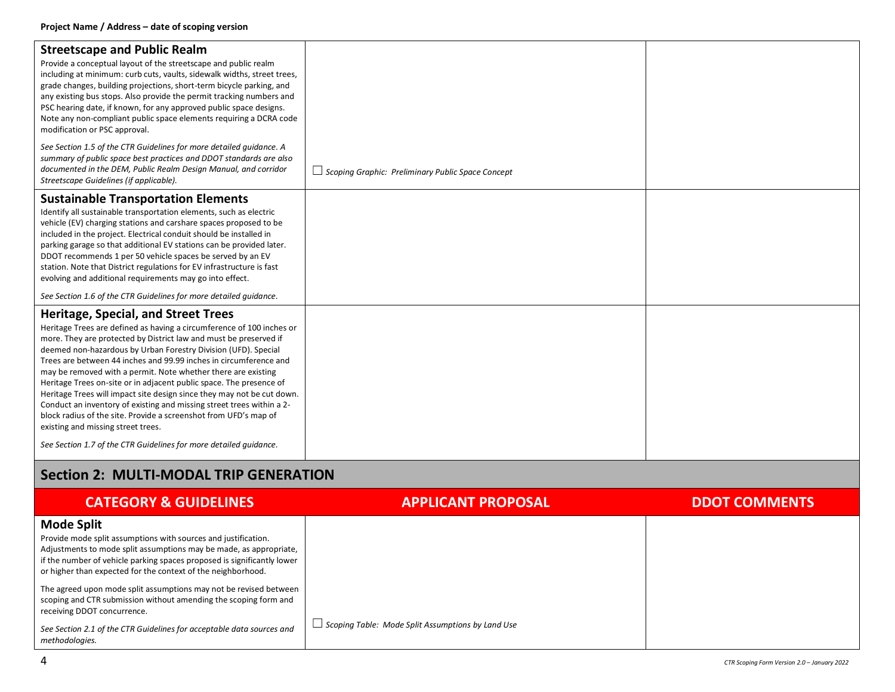| **Streetscape and Public Realm** | | |
|---|---|---|
| Provide a conceptual layout of the streetscape and public realm including at minimum: curb cuts, vaults, sidewalk widths, street trees, grade changes, building projections, short-term bicycle parking, and any existing bus stops. Also provide the permit tracking numbers and PSC hearing date, if known, for any approved public space designs. Note any non-compliant public space elements requiring a DCRA code modification or PSC approval. <br><br> *See Section 1.5 of the CTR Guidelines for more detailed guidance. A summary of public space best practices and DDOT standards are also documented in the DEM, Public Realm Design Manual, and corridor Streetscape Guidelines (if applicable).* | ☐ *Scoping Graphic: Preliminary Public Space Concept* | |
| **Sustainable Transportation Elements** <br> Identify all sustainable transportation elements, such as electric vehicle (EV) charging stations and carshare spaces proposed to be included in the project. Electrical conduit should be installed in parking garage so that additional EV stations can be provided later. DDOT recommends 1 per 50 vehicle spaces be served by an EV station. Note that District regulations for EV infrastructure is fast evolving and additional requirements may go into effect. <br><br> *See Section 1.6 of the CTR Guidelines for more detailed guidance.* | | |
| **Heritage, Special, and Street Trees** <br> Heritage Trees are defined as having a circumference of 100 inches or more. They are protected by District law and must be preserved if deemed non-hazardous by Urban Forestry Division (UFD). Special Trees are between 44 inches and 99.99 inches in circumference and may be removed with a permit. Note whether there are existing Heritage Trees on-site or in adjacent public space. The presence of Heritage Trees will impact site design since they may not be cut down. Conduct an inventory of existing and missing street trees within a 2-block radius of the site. Provide a screenshot from UFD's map of existing and missing street trees. <br><br> *See Section 1.7 of the CTR Guidelines for more detailed guidance.* | | |

## Section 2: MULTI-MODAL TRIP GENERATION

| CATEGORY & GUIDELINES | APPLICANT PROPOSAL | DDOT COMMENTS |
|---|---|---|
| **Mode Split** <br> Provide mode split assumptions with sources and justification. Adjustments to mode split assumptions may be made, as appropriate, if the number of vehicle parking spaces proposed is significantly lower or higher than expected for the context of the neighborhood. <br><br> The agreed upon mode split assumptions may not be revised between scoping and CTR submission without amending the scoping form and receiving DDOT concurrence. <br><br> *See Section 2.1 of the CTR Guidelines for acceptable data sources and methodologies.* | ☐ *Scoping Table: Mode Split Assumptions by Land Use* | |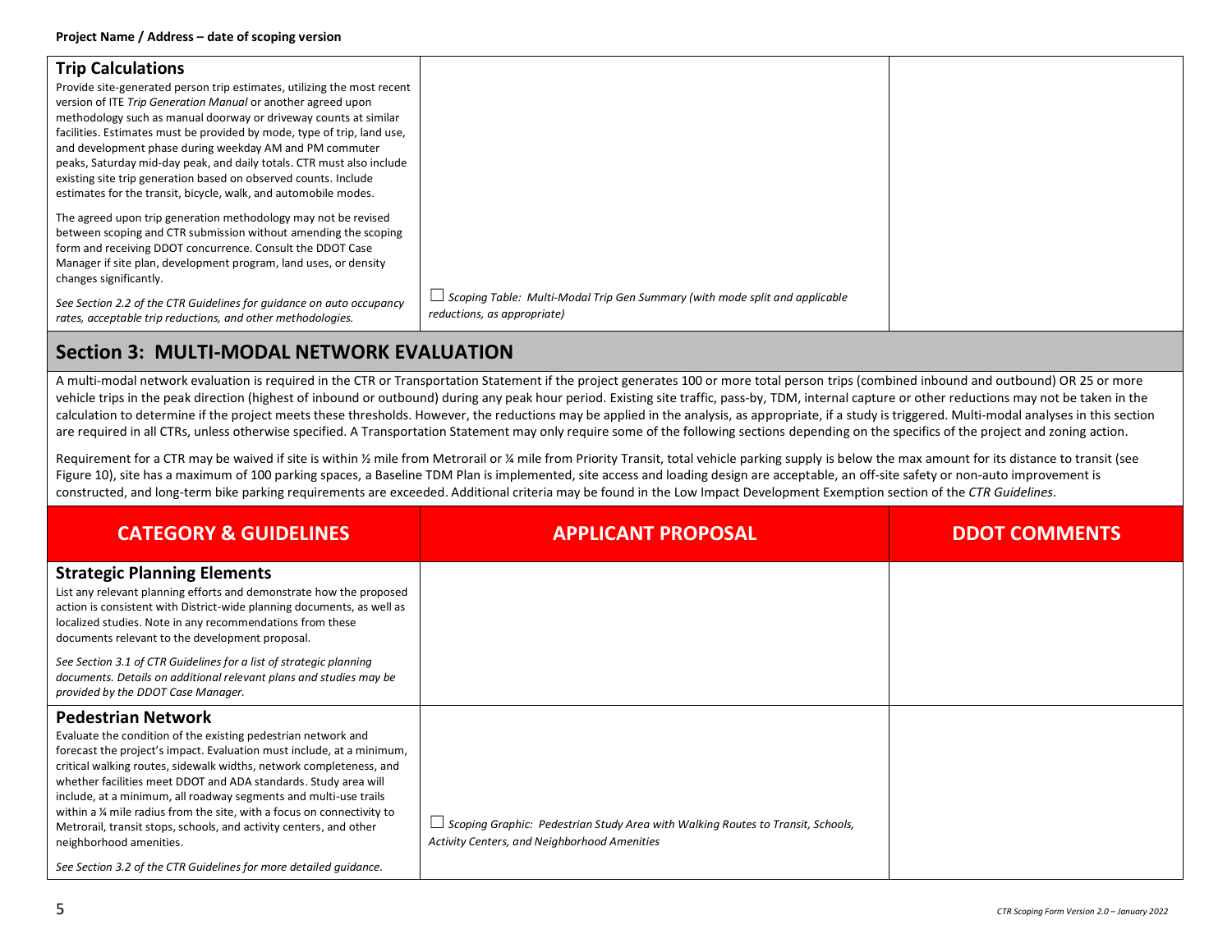| Trip Calculations | | |
|---|---|---|
| **Trip Calculations**<br>Provide site-generated person trip estimates, utilizing the most recent version of ITE *Trip Generation Manual* or another agreed upon methodology such as manual doorway or driveway counts at similar facilities. Estimates must be provided by mode, type of trip, land use, and development phase during weekday AM and PM commuter peaks, Saturday mid-day peak, and daily totals. CTR must also include existing site trip generation based on observed counts. Include estimates for the transit, bicycle, walk, and automobile modes.<br><br>The agreed upon trip generation methodology may not be revised between scoping and CTR submission without amending the scoping form and receiving DDOT concurrence. Consult the DDOT Case Manager if site plan, development program, land uses, or density changes significantly.<br><br>*See Section 2.2 of the CTR Guidelines for guidance on auto occupancy rates, acceptable trip reductions, and other methodologies.* | ☐ *Scoping Table: Multi-Modal Trip Gen Summary (with mode split and applicable reductions, as appropriate)* | |

## Section 3: MULTI-MODAL NETWORK EVALUATION

A multi-modal network evaluation is required in the CTR or Transportation Statement if the project generates 100 or more total person trips (combined inbound and outbound) OR 25 or more vehicle trips in the peak direction (highest of inbound or outbound) during any peak hour period. Existing site traffic, pass-by, TDM, internal capture or other reductions may not be taken in the calculation to determine if the project meets these thresholds. However, the reductions may be applied in the analysis, as appropriate, if a study is triggered. Multi-modal analyses in this section are required in all CTRs, unless otherwise specified. A Transportation Statement may only require some of the following sections depending on the specifics of the project and zoning action.

Requirement for a CTR may be waived if site is within ½ mile from Metrorail or ¼ mile from Priority Transit, total vehicle parking supply is below the max amount for its distance to transit (see Figure 10), site has a maximum of 100 parking spaces, a Baseline TDM Plan is implemented, site access and loading design are acceptable, an off-site safety or non-auto improvement is constructed, and long-term bike parking requirements are exceeded. Additional criteria may be found in the Low Impact Development Exemption section of the *CTR Guidelines*.

| CATEGORY & GUIDELINES | APPLICANT PROPOSAL | DDOT COMMENTS |
|---|---|---|
| **Strategic Planning Elements**<br>List any relevant planning efforts and demonstrate how the proposed action is consistent with District-wide planning documents, as well as localized studies. Note in any recommendations from these documents relevant to the development proposal.<br><br>*See Section 3.1 of CTR Guidelines for a list of strategic planning documents. Details on additional relevant plans and studies may be provided by the DDOT Case Manager.* | | |
| **Pedestrian Network**<br>Evaluate the condition of the existing pedestrian network and forecast the project's impact. Evaluation must include, at a minimum, critical walking routes, sidewalk widths, network completeness, and whether facilities meet DDOT and ADA standards. Study area will include, at a minimum, all roadway segments and multi-use trails within a ¼ mile radius from the site, with a focus on connectivity to Metrorail, transit stops, schools, and activity centers, and other neighborhood amenities.<br><br>*See Section 3.2 of the CTR Guidelines for more detailed guidance.* | ☐ *Scoping Graphic: Pedestrian Study Area with Walking Routes to Transit, Schools, Activity Centers, and Neighborhood Amenities* | |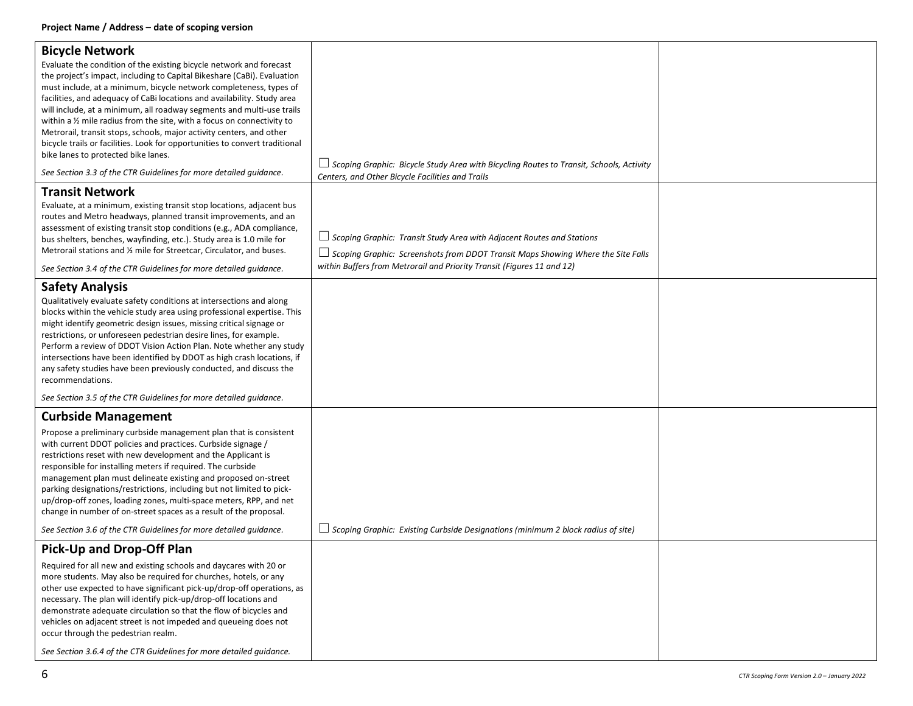| | | |
|---|---|---|
| **Bicycle Network**<br>Evaluate the condition of the existing bicycle network and forecast the project's impact, including to Capital Bikeshare (CaBi). Evaluation must include, at a minimum, bicycle network completeness, types of facilities, and adequacy of CaBi locations and availability. Study area will include, at a minimum, all roadway segments and multi-use trails within a ½ mile radius from the site, with a focus on connectivity to Metrorail, transit stops, schools, major activity centers, and other bicycle trails or facilities. Look for opportunities to convert traditional bike lanes to protected bike lanes.<br>*See Section 3.3 of the CTR Guidelines for more detailed guidance.* | ☐ *Scoping Graphic: Bicycle Study Area with Bicycling Routes to Transit, Schools, Activity Centers, and Other Bicycle Facilities and Trails* | |
| **Transit Network**<br>Evaluate, at a minimum, existing transit stop locations, adjacent bus routes and Metro headways, planned transit improvements, and an assessment of existing transit stop conditions (e.g., ADA compliance, bus shelters, benches, wayfinding, etc.). Study area is 1.0 mile for Metrorail stations and ½ mile for Streetcar, Circulator, and buses.<br>*See Section 3.4 of the CTR Guidelines for more detailed guidance.* | ☐ *Scoping Graphic: Transit Study Area with Adjacent Routes and Stations*<br>☐ *Scoping Graphic: Screenshots from DDOT Transit Maps Showing Where the Site Falls within Buffers from Metrorail and Priority Transit (Figures 11 and 12)* | |
| **Safety Analysis**<br>Qualitatively evaluate safety conditions at intersections and along blocks within the vehicle study area using professional expertise. This might identify geometric design issues, missing critical signage or restrictions, or unforeseen pedestrian desire lines, for example. Perform a review of DDOT Vision Action Plan. Note whether any study intersections have been identified by DDOT as high crash locations, if any safety studies have been previously conducted, and discuss the recommendations.<br>*See Section 3.5 of the CTR Guidelines for more detailed guidance.* | | |
| **Curbside Management**<br>Propose a preliminary curbside management plan that is consistent with current DDOT policies and practices. Curbside signage / restrictions reset with new development and the Applicant is responsible for installing meters if required. The curbside management plan must delineate existing and proposed on-street parking designations/restrictions, including but not limited to pick-up/drop-off zones, loading zones, multi-space meters, RPP, and net change in number of on-street spaces as a result of the proposal.<br>*See Section 3.6 of the CTR Guidelines for more detailed guidance.* | ☐ *Scoping Graphic: Existing Curbside Designations (minimum 2 block radius of site)* | |
| **Pick-Up and Drop-Off Plan**<br>Required for all new and existing schools and daycares with 20 or more students. May also be required for churches, hotels, or any other use expected to have significant pick-up/drop-off operations, as necessary. The plan will identify pick-up/drop-off locations and demonstrate adequate circulation so that the flow of bicycles and vehicles on adjacent street is not impeded and queueing does not occur through the pedestrian realm.<br>*See Section 3.6.4 of the CTR Guidelines for more detailed guidance.* | | |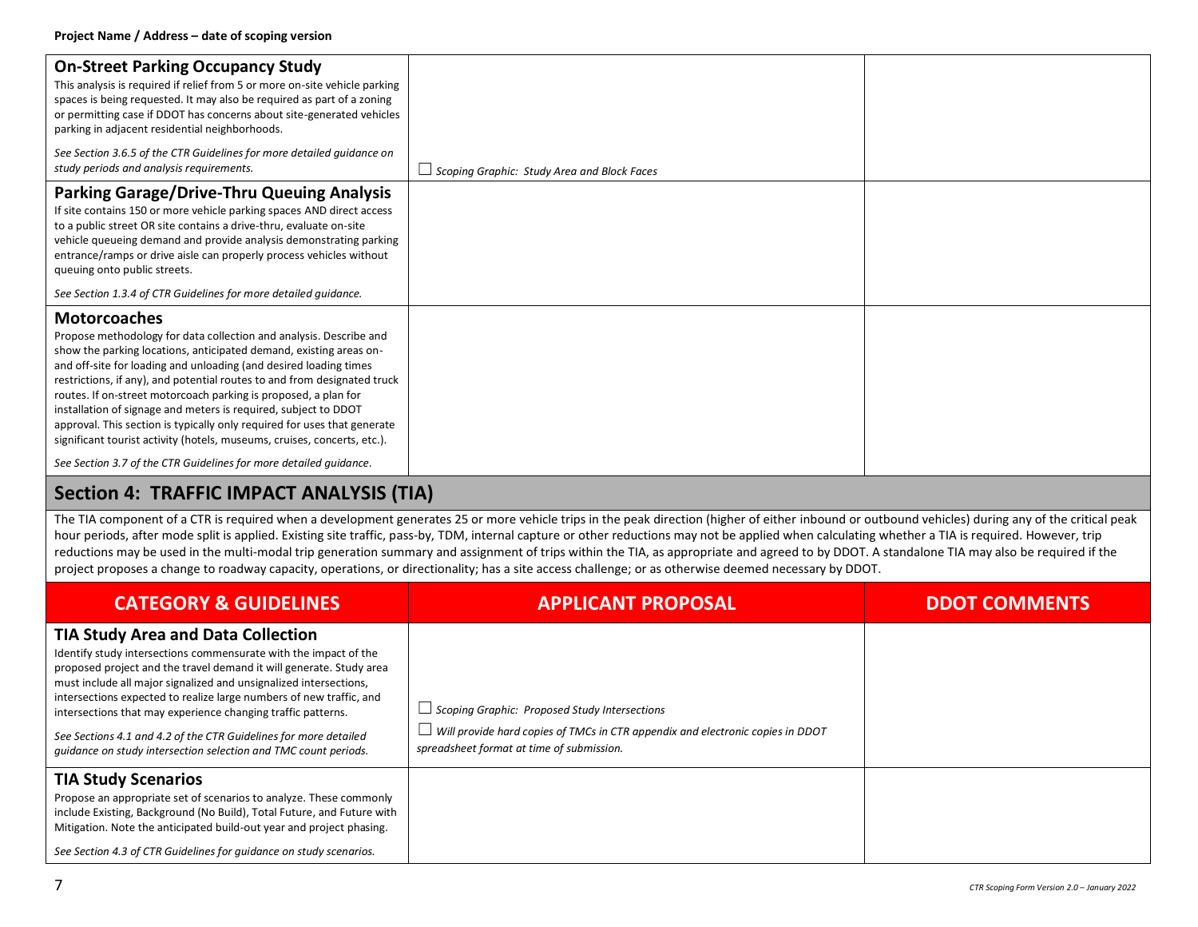| | | |
|---|---|---|
| **On-Street Parking Occupancy Study**<br>This analysis is required if relief from 5 or more on-site vehicle parking spaces is being requested. It may also be required as part of a zoning or permitting case if DDOT has concerns about site-generated vehicles parking in adjacent residential neighborhoods.<br>*See Section 3.6.5 of the CTR Guidelines for more detailed guidance on study periods and analysis requirements.* | ☐ *Scoping Graphic: Study Area and Block Faces* | |
| **Parking Garage/Drive-Thru Queuing Analysis**<br>If site contains 150 or more vehicle parking spaces AND direct access to a public street OR site contains a drive-thru, evaluate on-site vehicle queueing demand and provide analysis demonstrating parking entrance/ramps or drive aisle can properly process vehicles without queuing onto public streets.<br>*See Section 1.3.4 of CTR Guidelines for more detailed guidance.* | | |
| **Motorcoaches**<br>Propose methodology for data collection and analysis. Describe and show the parking locations, anticipated demand, existing areas on- and off-site for loading and unloading (and desired loading times restrictions, if any), and potential routes to and from designated truck routes. If on-street motorcoach parking is proposed, a plan for installation of signage and meters is required, subject to DDOT approval. This section is typically only required for uses that generate significant tourist activity (hotels, museums, cruises, concerts, etc.).<br>*See Section 3.7 of the CTR Guidelines for more detailed guidance.* | | |

## Section 4: TRAFFIC IMPACT ANALYSIS (TIA)

The TIA component of a CTR is required when a development generates 25 or more vehicle trips in the peak direction (higher of either inbound or outbound vehicles) during any of the critical peak hour periods, after mode split is applied. Existing site traffic, pass-by, TDM, internal capture or other reductions may not be applied when calculating whether a TIA is required. However, trip reductions may be used in the multi-modal trip generation summary and assignment of trips within the TIA, as appropriate and agreed to by DDOT. A standalone TIA may also be required if the project proposes a change to roadway capacity, operations, or directionality; has a site access challenge; or as otherwise deemed necessary by DDOT.

| CATEGORY & GUIDELINES | APPLICANT PROPOSAL | DDOT COMMENTS |
|---|---|---|
| **TIA Study Area and Data Collection**<br>Identify study intersections commensurate with the impact of the proposed project and the travel demand it will generate. Study area must include all major signalized and unsignalized intersections, intersections expected to realize large numbers of new traffic, and intersections that may experience changing traffic patterns.<br>*See Sections 4.1 and 4.2 of the CTR Guidelines for more detailed guidance on study intersection selection and TMC count periods.* | ☐ *Scoping Graphic: Proposed Study Intersections*<br>☐ *Will provide hard copies of TMCs in CTR appendix and electronic copies in DDOT spreadsheet format at time of submission.* | |
| **TIA Study Scenarios**<br>Propose an appropriate set of scenarios to analyze. These commonly include Existing, Background (No Build), Total Future, and Future with Mitigation. Note the anticipated build-out year and project phasing.<br>*See Section 4.3 of CTR Guidelines for guidance on study scenarios.* | | |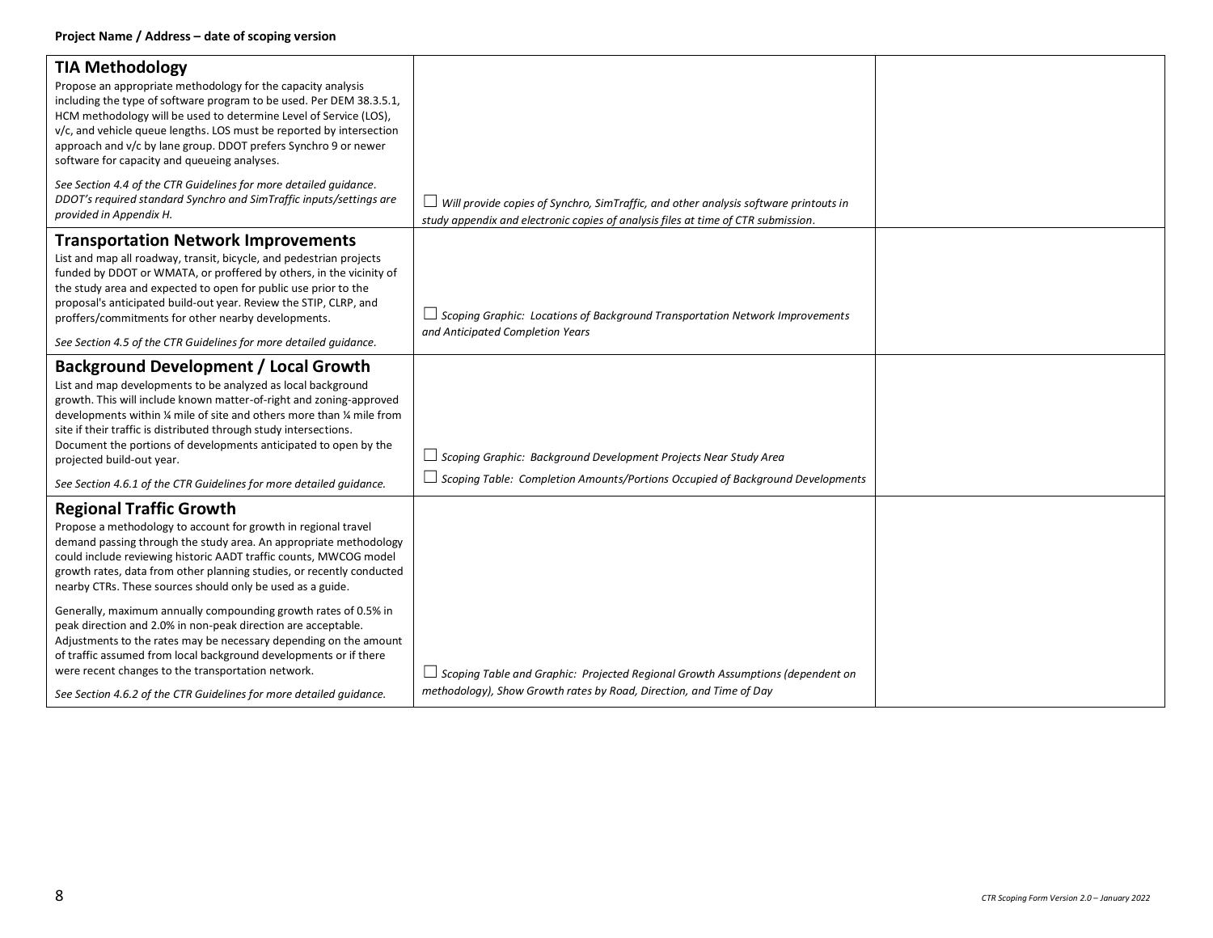**Project Name / Address – date of scoping version**

| | | |
|---|---|---|
| **TIA Methodology**<br>Propose an appropriate methodology for the capacity analysis including the type of software program to be used. Per DEM 38.3.5.1, HCM methodology will be used to determine Level of Service (LOS), v/c, and vehicle queue lengths. LOS must be reported by intersection approach and v/c by lane group. DDOT prefers Synchro 9 or newer software for capacity and queueing analyses.<br>*See Section 4.4 of the CTR Guidelines for more detailed guidance. DDOT's required standard Synchro and SimTraffic inputs/settings are provided in Appendix H.* | ☐ *Will provide copies of Synchro, SimTraffic, and other analysis software printouts in study appendix and electronic copies of analysis files at time of CTR submission.* | |
| **Transportation Network Improvements**<br>List and map all roadway, transit, bicycle, and pedestrian projects funded by DDOT or WMATA, or proffered by others, in the vicinity of the study area and expected to open for public use prior to the proposal's anticipated build-out year. Review the STIP, CLRP, and proffers/commitments for other nearby developments.<br>*See Section 4.5 of the CTR Guidelines for more detailed guidance.* | ☐ *Scoping Graphic: Locations of Background Transportation Network Improvements and Anticipated Completion Years* | |
| **Background Development / Local Growth**<br>List and map developments to be analyzed as local background growth. This will include known matter-of-right and zoning-approved developments within ¼ mile of site and others more than ¼ mile from site if their traffic is distributed through study intersections. Document the portions of developments anticipated to open by the projected build-out year.<br>*See Section 4.6.1 of the CTR Guidelines for more detailed guidance.* | ☐ *Scoping Graphic: Background Development Projects Near Study Area*<br>☐ *Scoping Table: Completion Amounts/Portions Occupied of Background Developments* | |
| **Regional Traffic Growth**<br>Propose a methodology to account for growth in regional travel demand passing through the study area. An appropriate methodology could include reviewing historic AADT traffic counts, MWCOG model growth rates, data from other planning studies, or recently conducted nearby CTRs. These sources should only be used as a guide.<br>Generally, maximum annually compounding growth rates of 0.5% in peak direction and 2.0% in non-peak direction are acceptable. Adjustments to the rates may be necessary depending on the amount of traffic assumed from local background developments or if there were recent changes to the transportation network.<br>*See Section 4.6.2 of the CTR Guidelines for more detailed guidance.* | ☐ *Scoping Table and Graphic: Projected Regional Growth Assumptions (dependent on methodology), Show Growth rates by Road, Direction, and Time of Day* | |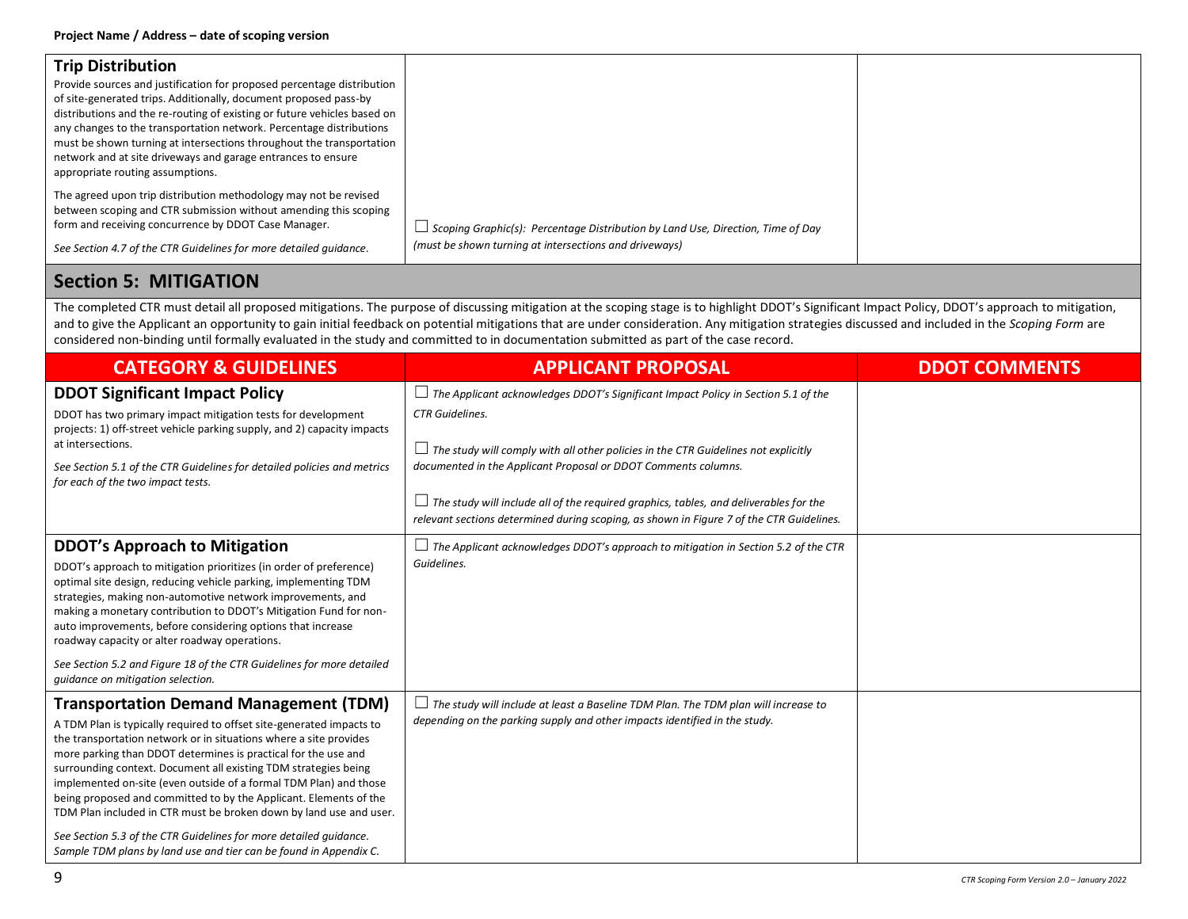| | | |
|---|---|---|
| **Trip Distribution**<br>Provide sources and justification for proposed percentage distribution of site-generated trips. Additionally, document proposed pass-by distributions and the re-routing of existing or future vehicles based on any changes to the transportation network. Percentage distributions must be shown turning at intersections throughout the transportation network and at site driveways and garage entrances to ensure appropriate routing assumptions.<br><br>The agreed upon trip distribution methodology may not be revised between scoping and CTR submission without amending this scoping form and receiving concurrence by DDOT Case Manager.<br><br>*See Section 4.7 of the CTR Guidelines for more detailed guidance.* | ☐ *Scoping Graphic(s): Percentage Distribution by Land Use, Direction, Time of Day (must be shown turning at intersections and driveways)* | |

## Section 5: MITIGATION

The completed CTR must detail all proposed mitigations. The purpose of discussing mitigation at the scoping stage is to highlight DDOT's Significant Impact Policy, DDOT's approach to mitigation, and to give the Applicant an opportunity to gain initial feedback on potential mitigations that are under consideration. Any mitigation strategies discussed and included in the *Scoping Form* are considered non-binding until formally evaluated in the study and committed to in documentation submitted as part of the case record.

| CATEGORY & GUIDELINES | APPLICANT PROPOSAL | DDOT COMMENTS |
|---|---|---|
| **DDOT Significant Impact Policy**<br>DDOT has two primary impact mitigation tests for development projects: 1) off-street vehicle parking supply, and 2) capacity impacts at intersections.<br><br>*See Section 5.1 of the CTR Guidelines for detailed policies and metrics for each of the two impact tests.* | ☐ *The Applicant acknowledges DDOT's Significant Impact Policy in Section 5.1 of the CTR Guidelines.*<br><br>☐ *The study will comply with all other policies in the CTR Guidelines not explicitly documented in the Applicant Proposal or DDOT Comments columns.*<br><br>☐ *The study will include all of the required graphics, tables, and deliverables for the relevant sections determined during scoping, as shown in Figure 7 of the CTR Guidelines.* | |
| **DDOT's Approach to Mitigation**<br>DDOT's approach to mitigation prioritizes (in order of preference) optimal site design, reducing vehicle parking, implementing TDM strategies, making non-automotive network improvements, and making a monetary contribution to DDOT's Mitigation Fund for non-auto improvements, before considering options that increase roadway capacity or alter roadway operations.<br><br>*See Section 5.2 and Figure 18 of the CTR Guidelines for more detailed guidance on mitigation selection.* | ☐ *The Applicant acknowledges DDOT's approach to mitigation in Section 5.2 of the CTR Guidelines.* | |
| **Transportation Demand Management (TDM)**<br>A TDM Plan is typically required to offset site-generated impacts to the transportation network or in situations where a site provides more parking than DDOT determines is practical for the use and surrounding context. Document all existing TDM strategies being implemented on-site (even outside of a formal TDM Plan) and those being proposed and committed to by the Applicant. Elements of the TDM Plan included in CTR must be broken down by land use and user.<br><br>*See Section 5.3 of the CTR Guidelines for more detailed guidance. Sample TDM plans by land use and tier can be found in Appendix C.* | ☐ *The study will include at least a Baseline TDM Plan. The TDM plan will increase to depending on the parking supply and other impacts identified in the study.* | |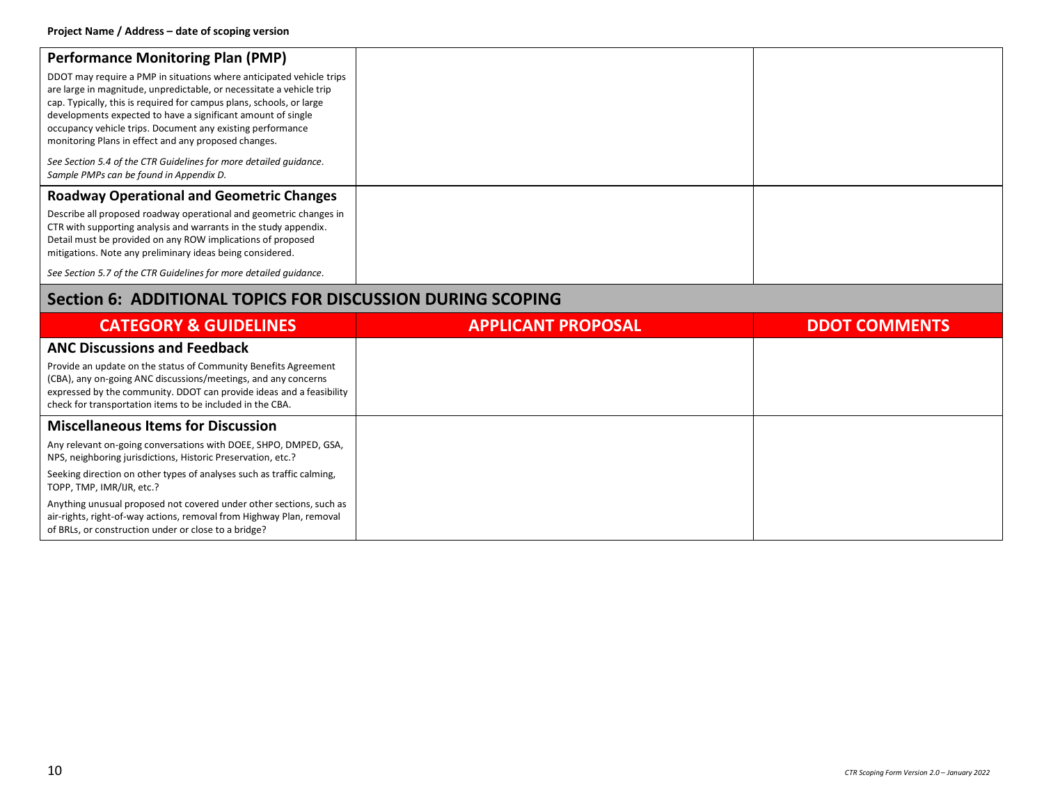| | | |
|---|---|---|
| **Performance Monitoring Plan (PMP)**<br>DDOT may require a PMP in situations where anticipated vehicle trips are large in magnitude, unpredictable, or necessitate a vehicle trip cap. Typically, this is required for campus plans, schools, or large developments expected to have a significant amount of single occupancy vehicle trips. Document any existing performance monitoring Plans in effect and any proposed changes.<br>*See Section 5.4 of the CTR Guidelines for more detailed guidance. Sample PMPs can be found in Appendix D.* | | |
| **Roadway Operational and Geometric Changes**<br>Describe all proposed roadway operational and geometric changes in CTR with supporting analysis and warrants in the study appendix. Detail must be provided on any ROW implications of proposed mitigations. Note any preliminary ideas being considered.<br>*See Section 5.7 of the CTR Guidelines for more detailed guidance.* | | |

## Section 6: ADDITIONAL TOPICS FOR DISCUSSION DURING SCOPING

| CATEGORY & GUIDELINES | APPLICANT PROPOSAL | DDOT COMMENTS |
|---|---|---|
| **ANC Discussions and Feedback**<br>Provide an update on the status of Community Benefits Agreement (CBA), any on-going ANC discussions/meetings, and any concerns expressed by the community. DDOT can provide ideas and a feasibility check for transportation items to be included in the CBA. | | |
| **Miscellaneous Items for Discussion**<br>Any relevant on-going conversations with DOEE, SHPO, DMPED, GSA, NPS, neighboring jurisdictions, Historic Preservation, etc.?<br>Seeking direction on other types of analyses such as traffic calming, TOPP, TMP, IMR/IJR, etc.?<br>Anything unusual proposed not covered under other sections, such as air-rights, right-of-way actions, removal from Highway Plan, removal of BRLs, or construction under or close to a bridge? | | |